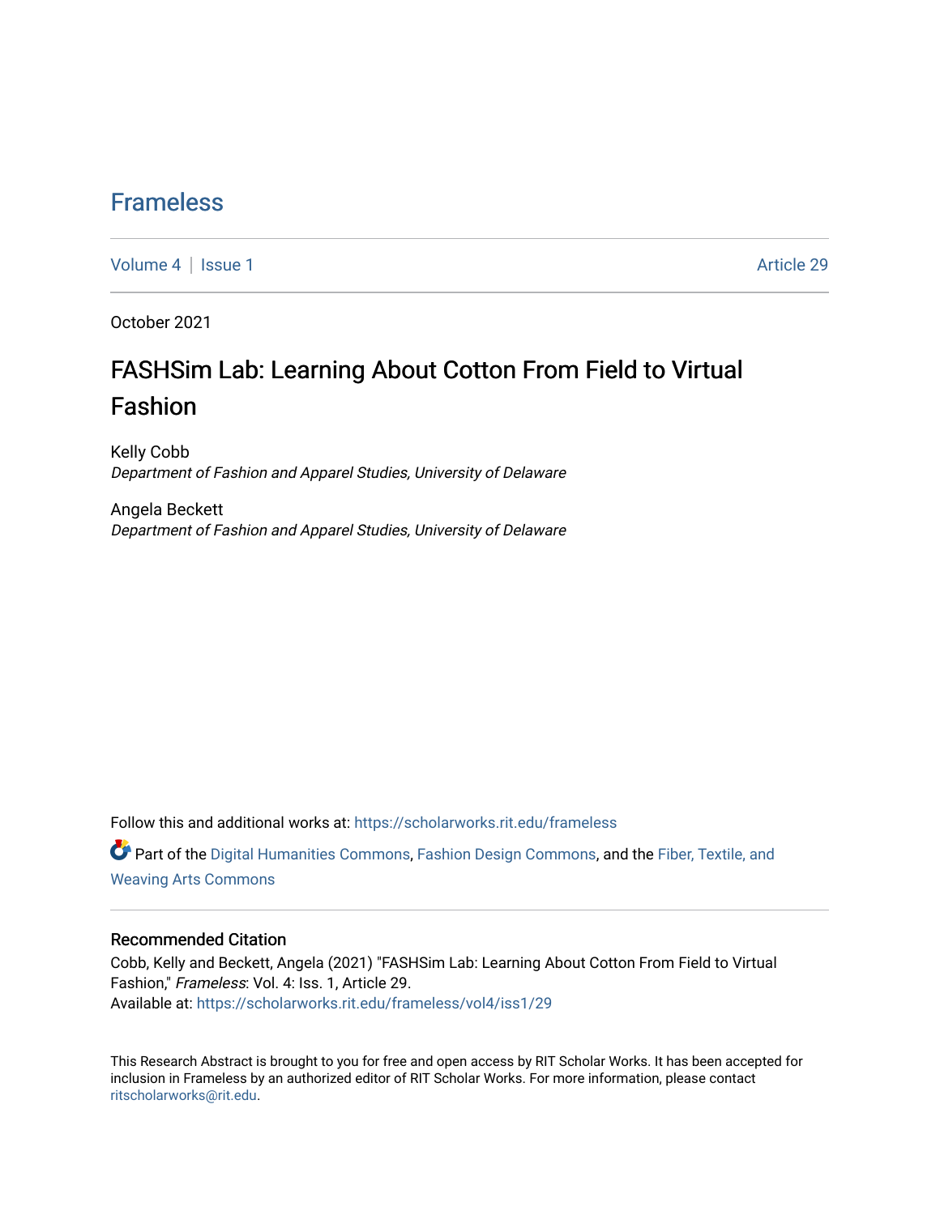# Frameless

Volume 4 | Issue 1 Article 29

October 2021

## FASHSim Lab: Learning About Cotton From Field to Virtual Fashion

Kelly Cobb
*Department of Fashion and Apparel Studies, University of Delaware*

Angela Beckett
*Department of Fashion and Apparel Studies, University of Delaware*

Follow this and additional works at: https://scholarworks.rit.edu/frameless

Part of the Digital Humanities Commons, Fashion Design Commons, and the Fiber, Textile, and Weaving Arts Commons

### Recommended Citation

Cobb, Kelly and Beckett, Angela (2021) "FASHSim Lab: Learning About Cotton From Field to Virtual Fashion," *Frameless*: Vol. 4: Iss. 1, Article 29.
Available at: https://scholarworks.rit.edu/frameless/vol4/iss1/29

This Research Abstract is brought to you for free and open access by RIT Scholar Works. It has been accepted for inclusion in Frameless by an authorized editor of RIT Scholar Works. For more information, please contact ritscholarworks@rit.edu.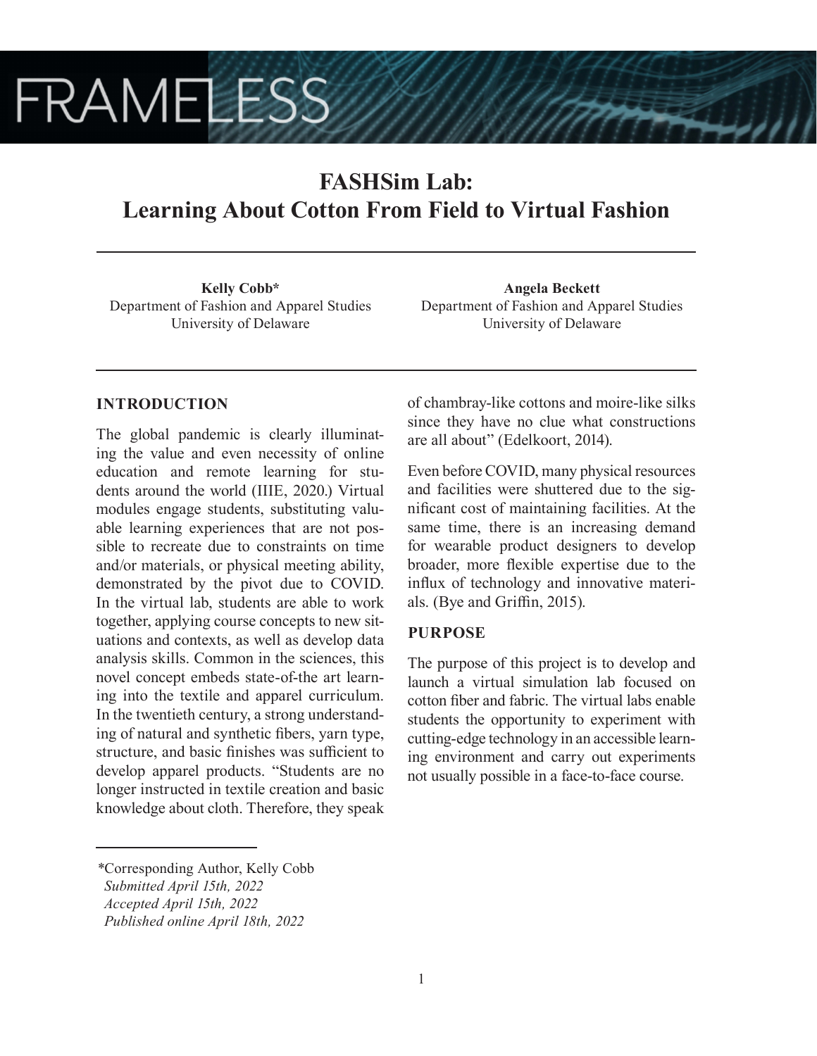# FASHSim Lab: Learning About Cotton From Field to Virtual Fashion

**Kelly Cobb***
Department of Fashion and Apparel Studies
University of Delaware

**Angela Beckett**
Department of Fashion and Apparel Studies
University of Delaware

## INTRODUCTION

The global pandemic is clearly illuminating the value and even necessity of online education and remote learning for students around the world (IIIE, 2020.) Virtual modules engage students, substituting valuable learning experiences that are not possible to recreate due to constraints on time and/or materials, or physical meeting ability, demonstrated by the pivot due to COVID. In the virtual lab, students are able to work together, applying course concepts to new situations and contexts, as well as develop data analysis skills. Common in the sciences, this novel concept embeds state-of-the art learning into the textile and apparel curriculum. In the twentieth century, a strong understanding of natural and synthetic fibers, yarn type, structure, and basic finishes was sufficient to develop apparel products. "Students are no longer instructed in textile creation and basic knowledge about cloth. Therefore, they speak of chambray-like cottons and moire-like silks since they have no clue what constructions are all about" (Edelkoort, 2014).

Even before COVID, many physical resources and facilities were shuttered due to the significant cost of maintaining facilities. At the same time, there is an increasing demand for wearable product designers to develop broader, more flexible expertise due to the influx of technology and innovative materials. (Bye and Griffin, 2015).

## PURPOSE

The purpose of this project is to develop and launch a virtual simulation lab focused on cotton fiber and fabric. The virtual labs enable students the opportunity to experiment with cutting-edge technology in an accessible learning environment and carry out experiments not usually possible in a face-to-face course.

*Corresponding Author, Kelly Cobb
*Submitted April 15th, 2022*
*Accepted April 15th, 2022*
*Published online April 18th, 2022*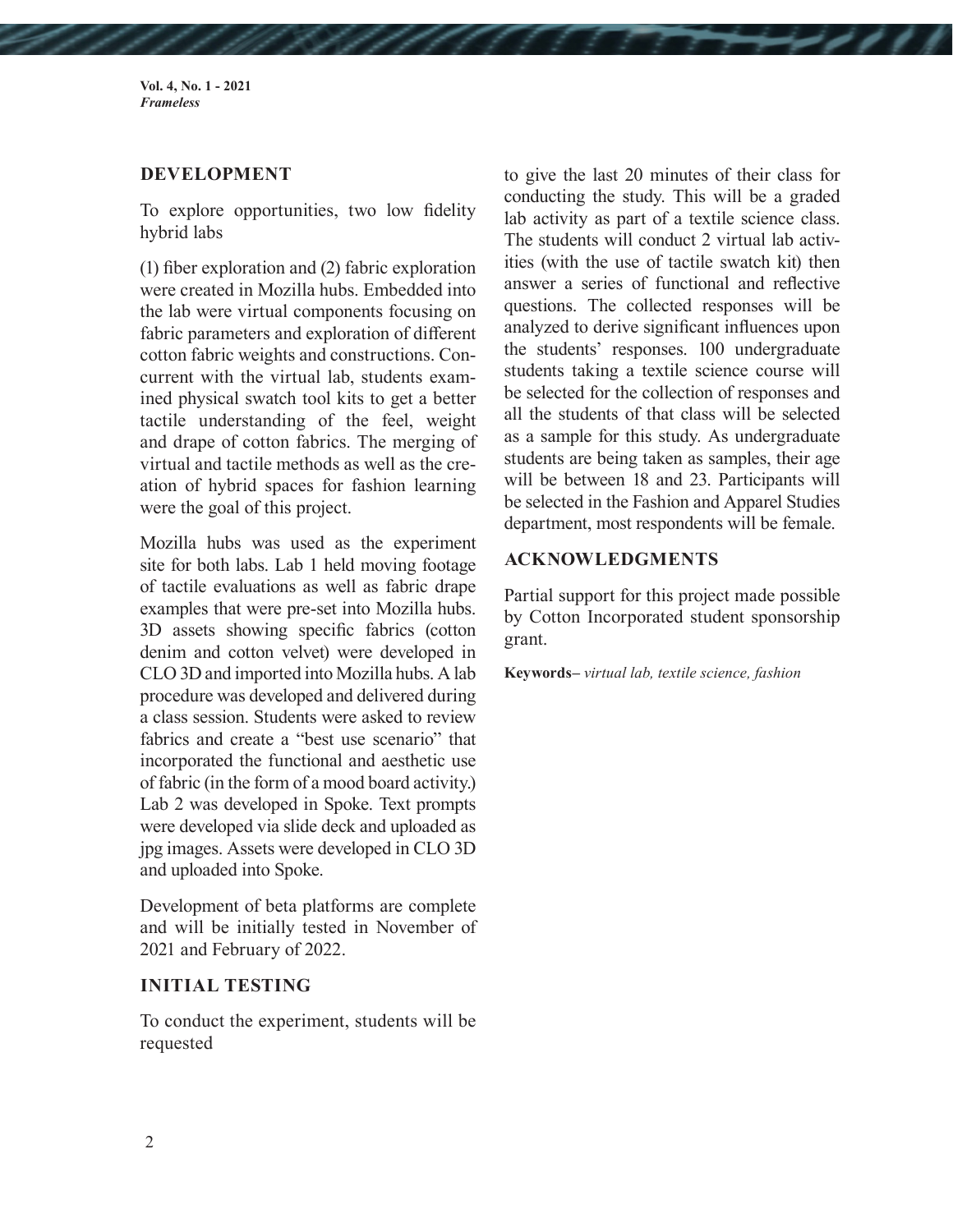## DEVELOPMENT

To explore opportunities, two low fidelity hybrid labs

(1) fiber exploration and (2) fabric exploration were created in Mozilla hubs. Embedded into the lab were virtual components focusing on fabric parameters and exploration of different cotton fabric weights and constructions. Concurrent with the virtual lab, students examined physical swatch tool kits to get a better tactile understanding of the feel, weight and drape of cotton fabrics. The merging of virtual and tactile methods as well as the creation of hybrid spaces for fashion learning were the goal of this project.

Mozilla hubs was used as the experiment site for both labs. Lab 1 held moving footage of tactile evaluations as well as fabric drape examples that were pre-set into Mozilla hubs. 3D assets showing specific fabrics (cotton denim and cotton velvet) were developed in CLO 3D and imported into Mozilla hubs. A lab procedure was developed and delivered during a class session. Students were asked to review fabrics and create a "best use scenario" that incorporated the functional and aesthetic use of fabric (in the form of a mood board activity.) Lab 2 was developed in Spoke. Text prompts were developed via slide deck and uploaded as jpg images. Assets were developed in CLO 3D and uploaded into Spoke.

Development of beta platforms are complete and will be initially tested in November of 2021 and February of 2022.

## INITIAL TESTING

To conduct the experiment, students will be requested to give the last 20 minutes of their class for conducting the study. This will be a graded lab activity as part of a textile science class. The students will conduct 2 virtual lab activities (with the use of tactile swatch kit) then answer a series of functional and reflective questions. The collected responses will be analyzed to derive significant influences upon the students' responses. 100 undergraduate students taking a textile science course will be selected for the collection of responses and all the students of that class will be selected as a sample for this study. As undergraduate students are being taken as samples, their age will be between 18 and 23. Participants will be selected in the Fashion and Apparel Studies department, most respondents will be female.

## ACKNOWLEDGMENTS

Partial support for this project made possible by Cotton Incorporated student sponsorship grant.

**Keywords–** *virtual lab, textile science, fashion*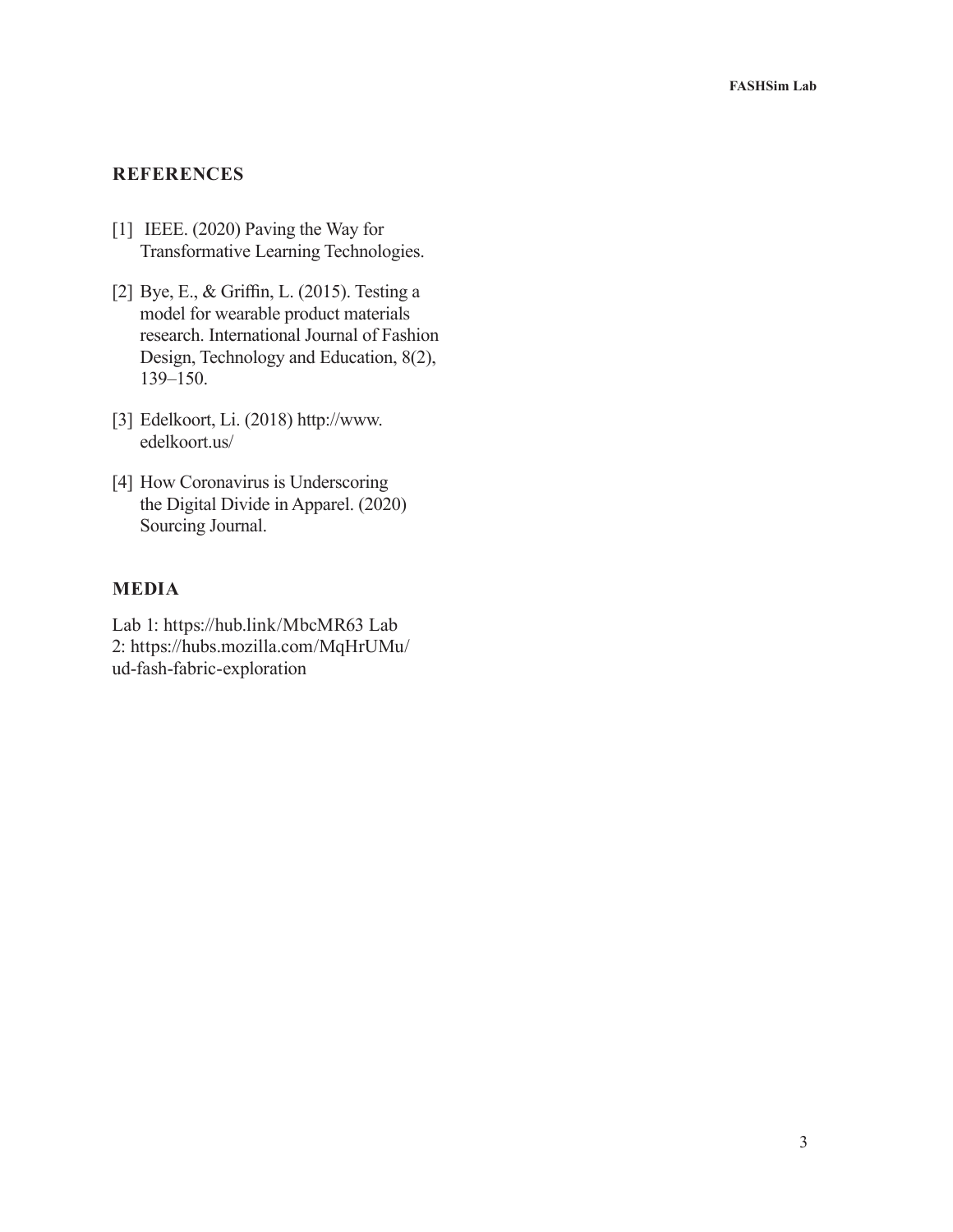## REFERENCES

[1] IEEE. (2020) Paving the Way for Transformative Learning Technologies.

[2] Bye, E., & Griffin, L. (2015). Testing a model for wearable product materials research. International Journal of Fashion Design, Technology and Education, 8(2), 139–150.

[3] Edelkoort, Li. (2018) http://www.edelkoort.us/

[4] How Coronavirus is Underscoring the Digital Divide in Apparel. (2020) Sourcing Journal.

## MEDIA

Lab 1: https://hub.link/MbcMR63 Lab 2: https://hubs.mozilla.com/MqHrUMu/ud-fash-fabric-exploration